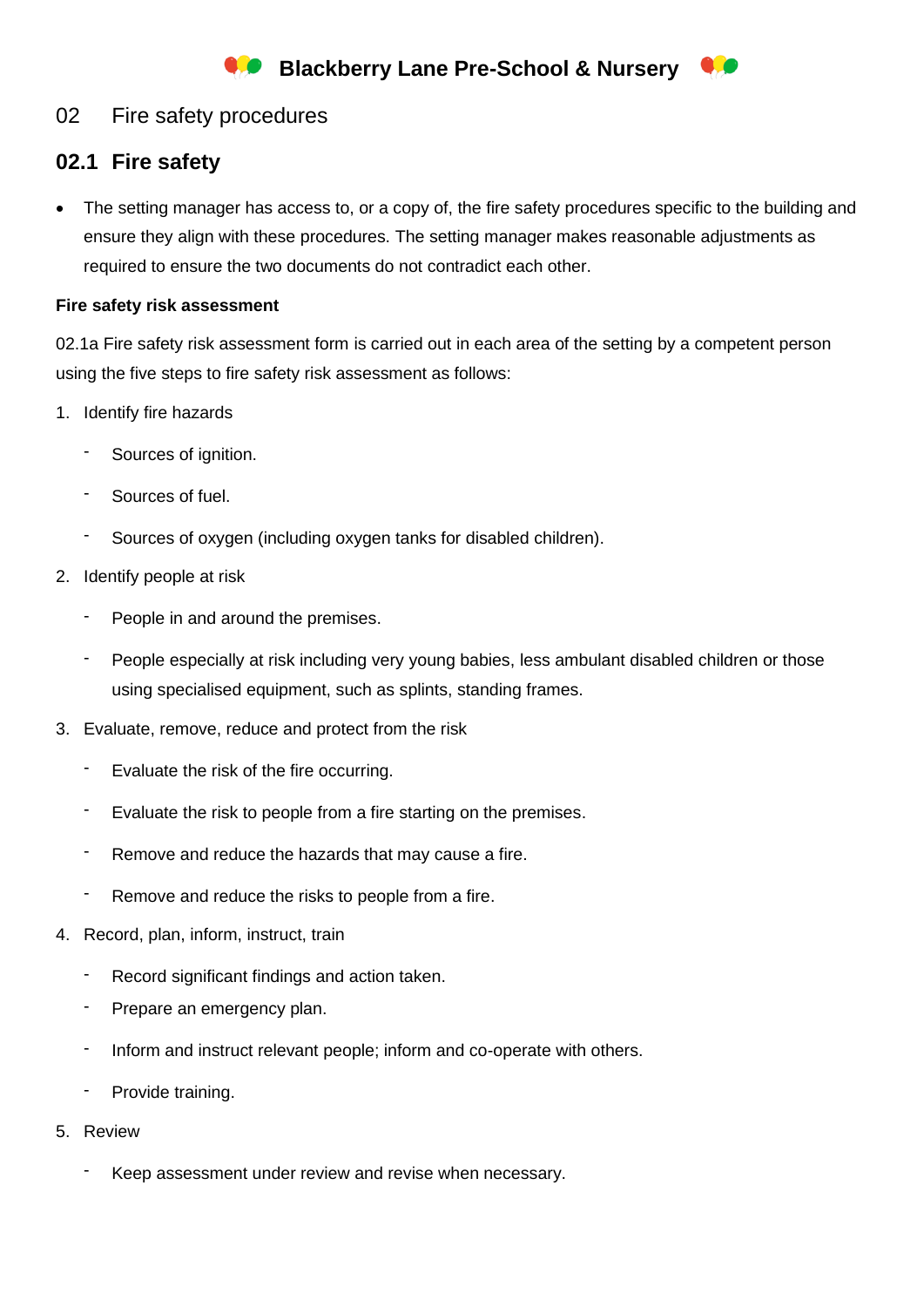# Blackberry Lane Pre-School & Nursery

## 02 Fire safety procedures

### 02.1 Fire safety

- The setting manager has access to, or a copy of, the fire safety procedures specific to the building and ensure they align with these procedures. The setting manager makes reasonable adjustments as required to ensure the two documents do not contradict each other.

**Fire safety risk assessment**

02.1a Fire safety risk assessment form is carried out in each area of the setting by a competent person using the five steps to fire safety risk assessment as follows:

1. Identify fire hazards
   - Sources of ignition.
   - Sources of fuel.
   - Sources of oxygen (including oxygen tanks for disabled children).
2. Identify people at risk
   - People in and around the premises.
   - People especially at risk including very young babies, less ambulant disabled children or those using specialised equipment, such as splints, standing frames.
3. Evaluate, remove, reduce and protect from the risk
   - Evaluate the risk of the fire occurring.
   - Evaluate the risk to people from a fire starting on the premises.
   - Remove and reduce the hazards that may cause a fire.
   - Remove and reduce the risks to people from a fire.
4. Record, plan, inform, instruct, train
   - Record significant findings and action taken.
   - Prepare an emergency plan.
   - Inform and instruct relevant people; inform and co-operate with others.
   - Provide training.
5. Review
   - Keep assessment under review and revise when necessary.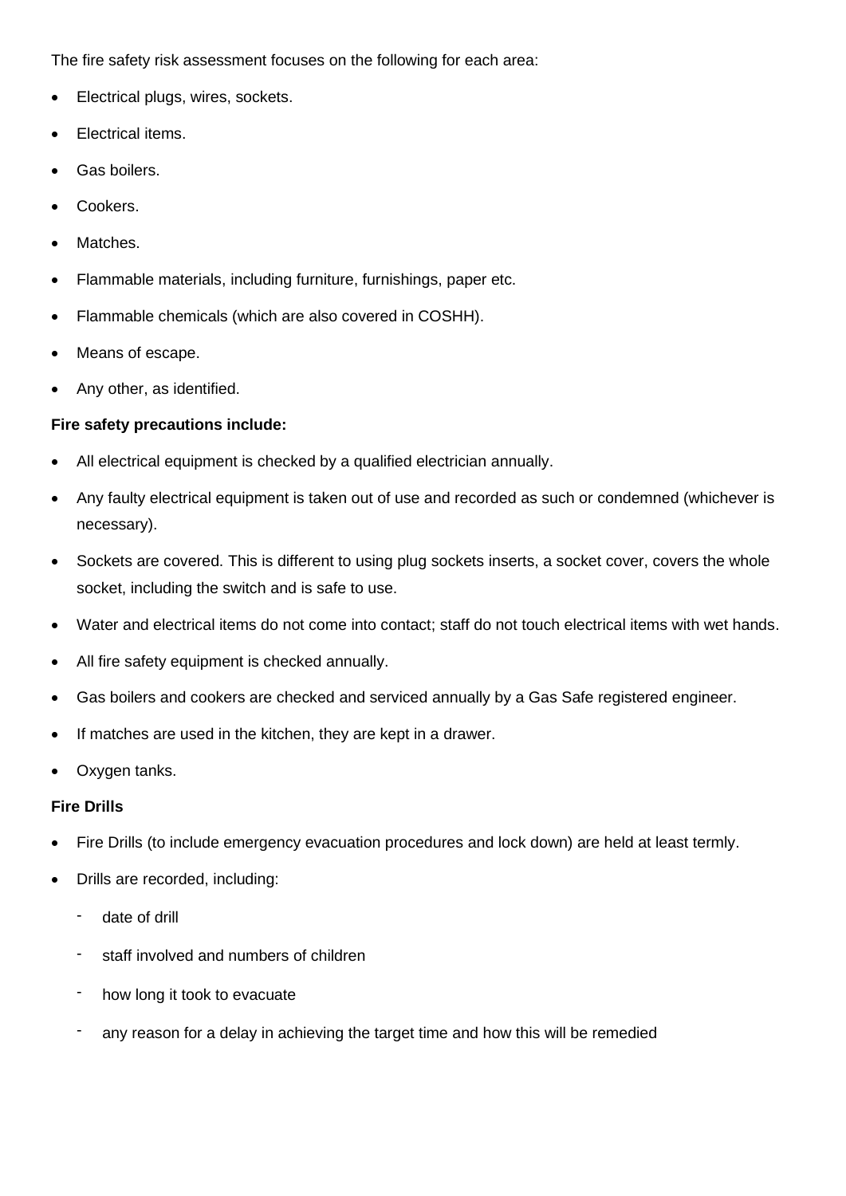The fire safety risk assessment focuses on the following for each area:

- Electrical plugs, wires, sockets.
- Electrical items.
- Gas boilers.
- Cookers.
- Matches.
- Flammable materials, including furniture, furnishings, paper etc.
- Flammable chemicals (which are also covered in COSHH).
- Means of escape.
- Any other, as identified.

**Fire safety precautions include:**

- All electrical equipment is checked by a qualified electrician annually.
- Any faulty electrical equipment is taken out of use and recorded as such or condemned (whichever is necessary).
- Sockets are covered. This is different to using plug sockets inserts, a socket cover, covers the whole socket, including the switch and is safe to use.
- Water and electrical items do not come into contact; staff do not touch electrical items with wet hands.
- All fire safety equipment is checked annually.
- Gas boilers and cookers are checked and serviced annually by a Gas Safe registered engineer.
- If matches are used in the kitchen, they are kept in a drawer.
- Oxygen tanks.

**Fire Drills**

- Fire Drills (to include emergency evacuation procedures and lock down) are held at least termly.
- Drills are recorded, including:
  - date of drill
  - staff involved and numbers of children
  - how long it took to evacuate
  - any reason for a delay in achieving the target time and how this will be remedied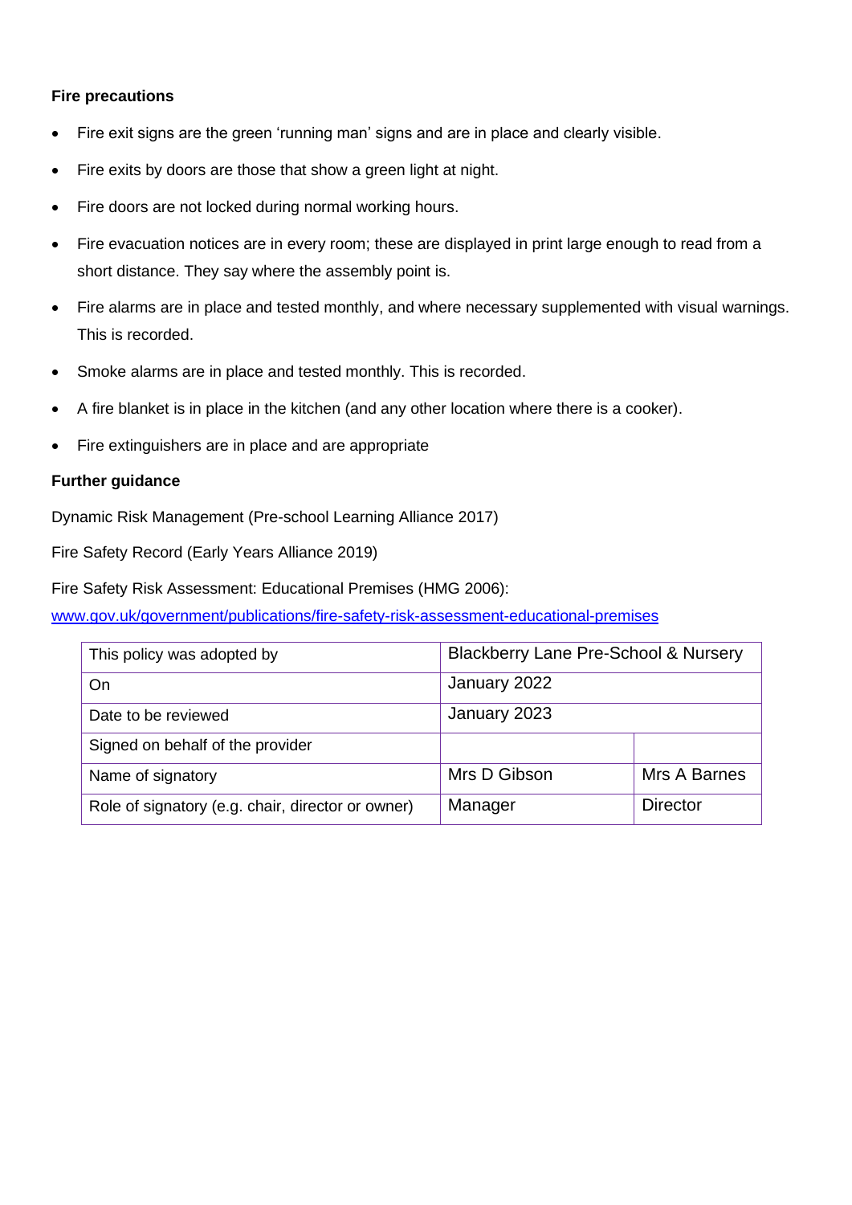**Fire precautions**

- Fire exit signs are the green 'running man' signs and are in place and clearly visible.
- Fire exits by doors are those that show a green light at night.
- Fire doors are not locked during normal working hours.
- Fire evacuation notices are in every room; these are displayed in print large enough to read from a short distance. They say where the assembly point is.
- Fire alarms are in place and tested monthly, and where necessary supplemented with visual warnings. This is recorded.
- Smoke alarms are in place and tested monthly. This is recorded.
- A fire blanket is in place in the kitchen (and any other location where there is a cooker).
- Fire extinguishers are in place and are appropriate

**Further guidance**

Dynamic Risk Management (Pre-school Learning Alliance 2017)

Fire Safety Record (Early Years Alliance 2019)

Fire Safety Risk Assessment: Educational Premises (HMG 2006):
www.gov.uk/government/publications/fire-safety-risk-assessment-educational-premises

| | | |
|---|---|---|
| This policy was adopted by | Blackberry Lane Pre-School & Nursery | |
| On | January 2022 | |
| Date to be reviewed | January 2023 | |
| Signed on behalf of the provider | | |
| Name of signatory | Mrs D Gibson | Mrs A Barnes |
| Role of signatory (e.g. chair, director or owner) | Manager | Director |